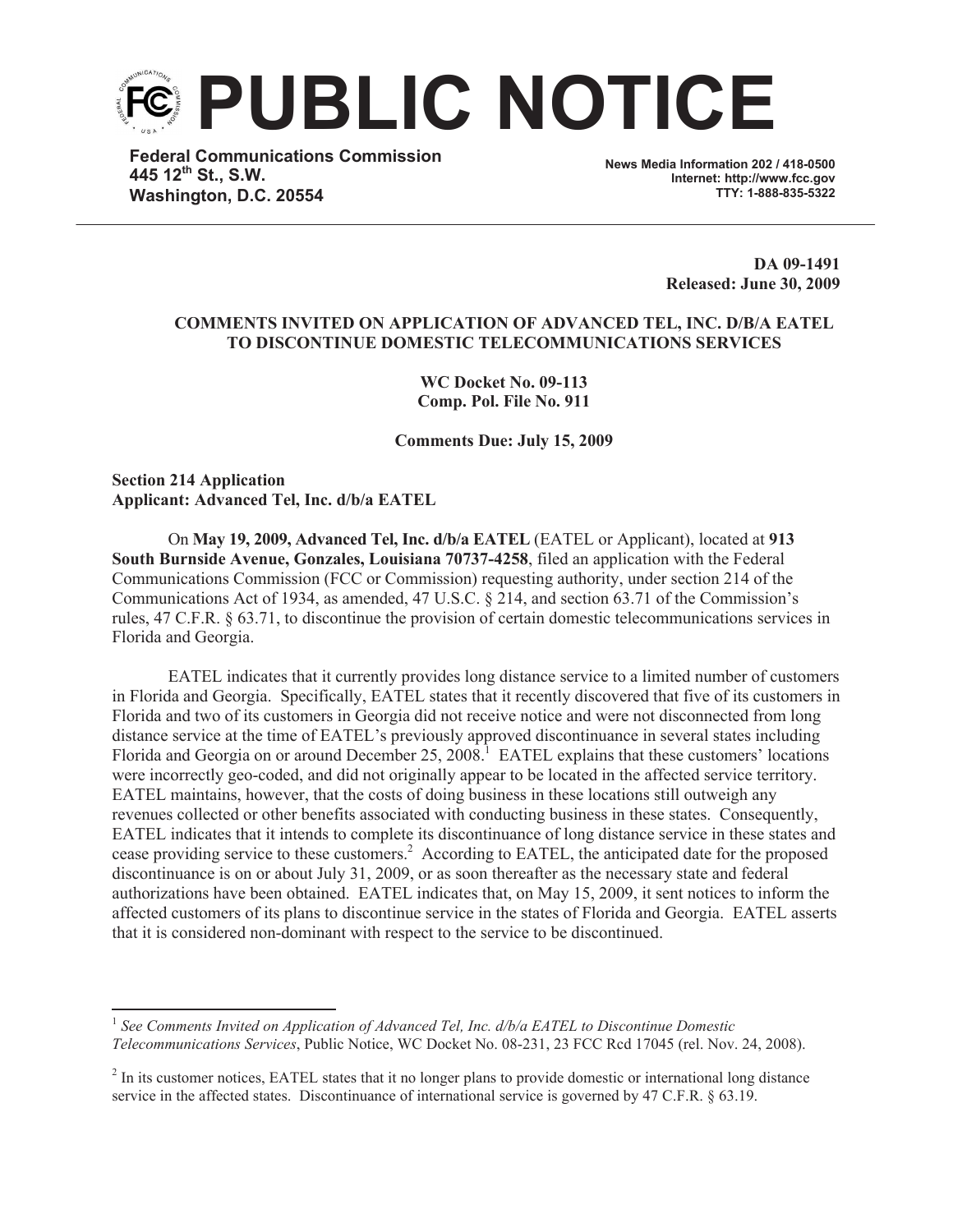# PUBLIC NOTICE

**Federal Communications Commission**
**445 12th St., S.W.**
**Washington, D.C. 20554**

**News Media Information 202 / 418-0500**
**Internet: http://www.fcc.gov**
**TTY: 1-888-835-5322**

**DA 09-1491**
**Released: June 30, 2009**

**COMMENTS INVITED ON APPLICATION OF ADVANCED TEL, INC. D/B/A EATEL TO DISCONTINUE DOMESTIC TELECOMMUNICATIONS SERVICES**

**WC Docket No. 09-113**
**Comp. Pol. File No. 911**

**Comments Due: July 15, 2009**

**Section 214 Application**
**Applicant: Advanced Tel, Inc. d/b/a EATEL**

On **May 19, 2009, Advanced Tel, Inc. d/b/a EATEL** (EATEL or Applicant), located at **913 South Burnside Avenue, Gonzales, Louisiana 70737-4258**, filed an application with the Federal Communications Commission (FCC or Commission) requesting authority, under section 214 of the Communications Act of 1934, as amended, 47 U.S.C. § 214, and section 63.71 of the Commission's rules, 47 C.F.R. § 63.71, to discontinue the provision of certain domestic telecommunications services in Florida and Georgia.

EATEL indicates that it currently provides long distance service to a limited number of customers in Florida and Georgia. Specifically, EATEL states that it recently discovered that five of its customers in Florida and two of its customers in Georgia did not receive notice and were not disconnected from long distance service at the time of EATEL's previously approved discontinuance in several states including Florida and Georgia on or around December 25, 2008.[1] EATEL explains that these customers' locations were incorrectly geo-coded, and did not originally appear to be located in the affected service territory. EATEL maintains, however, that the costs of doing business in these locations still outweigh any revenues collected or other benefits associated with conducting business in these states. Consequently, EATEL indicates that it intends to complete its discontinuance of long distance service in these states and cease providing service to these customers.[2] According to EATEL, the anticipated date for the proposed discontinuance is on or about July 31, 2009, or as soon thereafter as the necessary state and federal authorizations have been obtained. EATEL indicates that, on May 15, 2009, it sent notices to inform the affected customers of its plans to discontinue service in the states of Florida and Georgia. EATEL asserts that it is considered non-dominant with respect to the service to be discontinued.

---

[1] *See Comments Invited on Application of Advanced Tel, Inc. d/b/a EATEL to Discontinue Domestic Telecommunications Services*, Public Notice, WC Docket No. 08-231, 23 FCC Rcd 17045 (rel. Nov. 24, 2008).

[2] In its customer notices, EATEL states that it no longer plans to provide domestic or international long distance service in the affected states. Discontinuance of international service is governed by 47 C.F.R. § 63.19.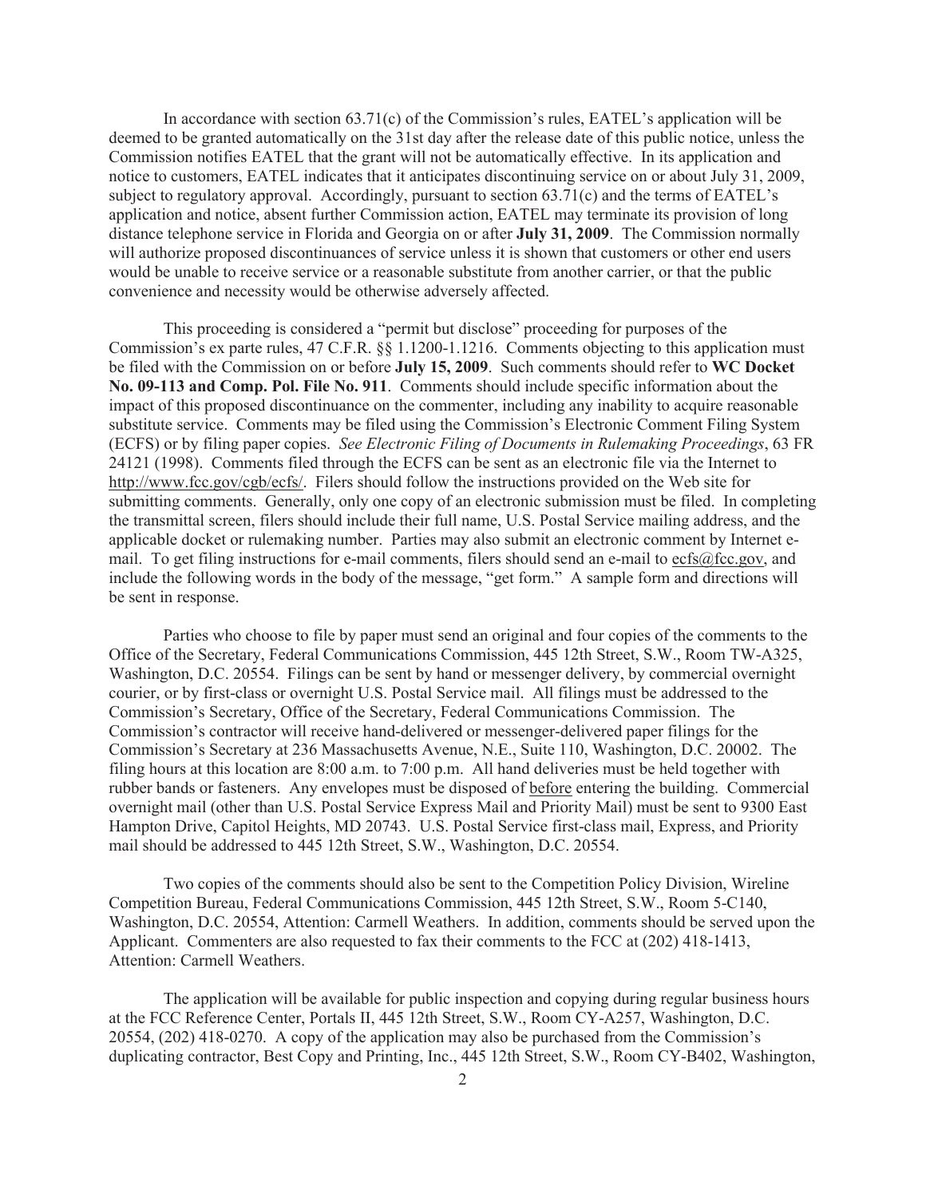In accordance with section 63.71(c) of the Commission's rules, EATEL's application will be deemed to be granted automatically on the 31st day after the release date of this public notice, unless the Commission notifies EATEL that the grant will not be automatically effective. In its application and notice to customers, EATEL indicates that it anticipates discontinuing service on or about July 31, 2009, subject to regulatory approval. Accordingly, pursuant to section 63.71(c) and the terms of EATEL's application and notice, absent further Commission action, EATEL may terminate its provision of long distance telephone service in Florida and Georgia on or after **July 31, 2009**. The Commission normally will authorize proposed discontinuances of service unless it is shown that customers or other end users would be unable to receive service or a reasonable substitute from another carrier, or that the public convenience and necessity would be otherwise adversely affected.

This proceeding is considered a "permit but disclose" proceeding for purposes of the Commission's ex parte rules, 47 C.F.R. §§ 1.1200-1.1216. Comments objecting to this application must be filed with the Commission on or before **July 15, 2009**. Such comments should refer to **WC Docket No. 09-113 and Comp. Pol. File No. 911**. Comments should include specific information about the impact of this proposed discontinuance on the commenter, including any inability to acquire reasonable substitute service. Comments may be filed using the Commission's Electronic Comment Filing System (ECFS) or by filing paper copies. *See Electronic Filing of Documents in Rulemaking Proceedings*, 63 FR 24121 (1998). Comments filed through the ECFS can be sent as an electronic file via the Internet to http://www.fcc.gov/cgb/ecfs/. Filers should follow the instructions provided on the Web site for submitting comments. Generally, only one copy of an electronic submission must be filed. In completing the transmittal screen, filers should include their full name, U.S. Postal Service mailing address, and the applicable docket or rulemaking number. Parties may also submit an electronic comment by Internet e-mail. To get filing instructions for e-mail comments, filers should send an e-mail to ecfs@fcc.gov, and include the following words in the body of the message, "get form." A sample form and directions will be sent in response.

Parties who choose to file by paper must send an original and four copies of the comments to the Office of the Secretary, Federal Communications Commission, 445 12th Street, S.W., Room TW-A325, Washington, D.C. 20554. Filings can be sent by hand or messenger delivery, by commercial overnight courier, or by first-class or overnight U.S. Postal Service mail. All filings must be addressed to the Commission's Secretary, Office of the Secretary, Federal Communications Commission. The Commission's contractor will receive hand-delivered or messenger-delivered paper filings for the Commission's Secretary at 236 Massachusetts Avenue, N.E., Suite 110, Washington, D.C. 20002. The filing hours at this location are 8:00 a.m. to 7:00 p.m. All hand deliveries must be held together with rubber bands or fasteners. Any envelopes must be disposed of before entering the building. Commercial overnight mail (other than U.S. Postal Service Express Mail and Priority Mail) must be sent to 9300 East Hampton Drive, Capitol Heights, MD 20743. U.S. Postal Service first-class mail, Express, and Priority mail should be addressed to 445 12th Street, S.W., Washington, D.C. 20554.

Two copies of the comments should also be sent to the Competition Policy Division, Wireline Competition Bureau, Federal Communications Commission, 445 12th Street, S.W., Room 5-C140, Washington, D.C. 20554, Attention: Carmell Weathers. In addition, comments should be served upon the Applicant. Commenters are also requested to fax their comments to the FCC at (202) 418-1413, Attention: Carmell Weathers.

The application will be available for public inspection and copying during regular business hours at the FCC Reference Center, Portals II, 445 12th Street, S.W., Room CY-A257, Washington, D.C. 20554, (202) 418-0270. A copy of the application may also be purchased from the Commission's duplicating contractor, Best Copy and Printing, Inc., 445 12th Street, S.W., Room CY-B402, Washington,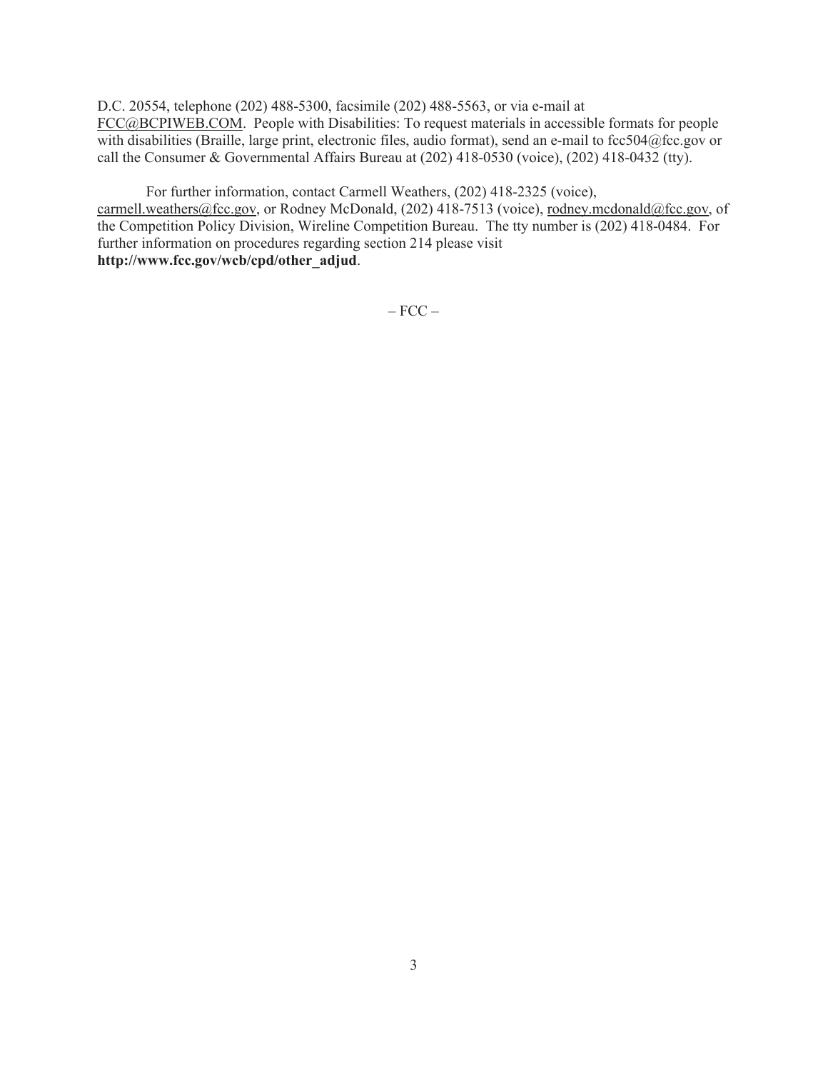D.C. 20554, telephone (202) 488-5300, facsimile (202) 488-5563, or via e-mail at FCC@BCPIWEB.COM. People with Disabilities: To request materials in accessible formats for people with disabilities (Braille, large print, electronic files, audio format), send an e-mail to fcc504@fcc.gov or call the Consumer & Governmental Affairs Bureau at (202) 418-0530 (voice), (202) 418-0432 (tty).

For further information, contact Carmell Weathers, (202) 418-2325 (voice), carmell.weathers@fcc.gov, or Rodney McDonald, (202) 418-7513 (voice), rodney.mcdonald@fcc.gov, of the Competition Policy Division, Wireline Competition Bureau. The tty number is (202) 418-0484. For further information on procedures regarding section 214 please visit **http://www.fcc.gov/wcb/cpd/other_adjud**.

– FCC –